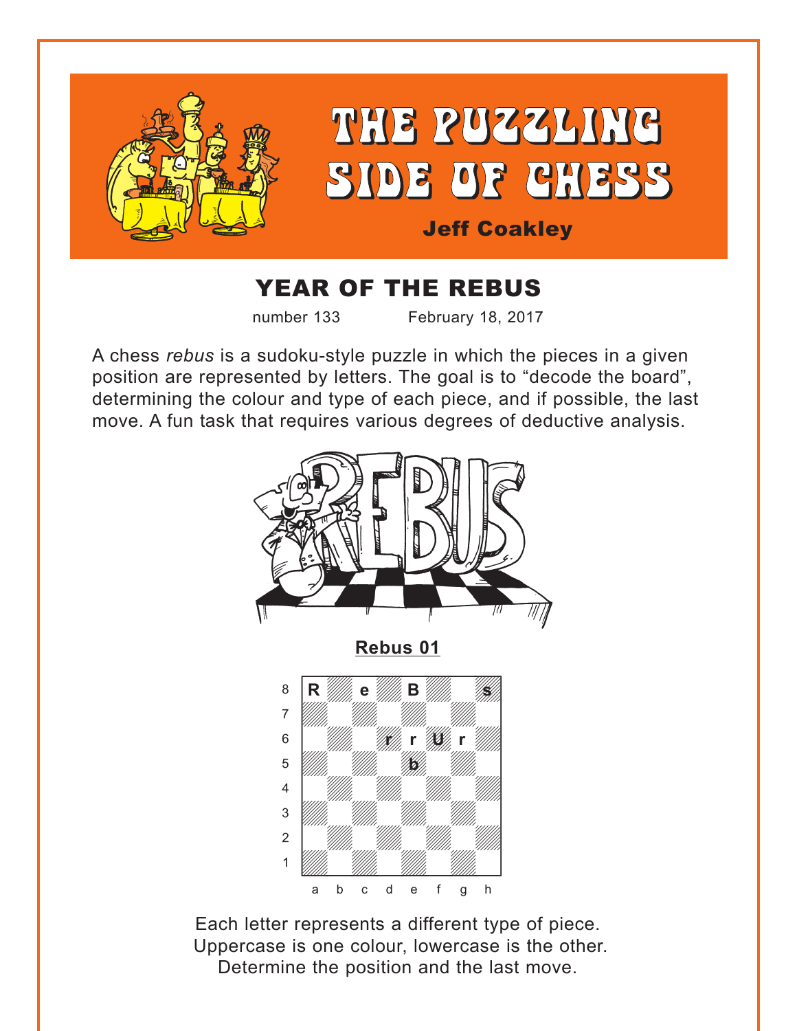# THE PUZZLING SIDE OF CHESS

**Jeff Coakley**

## YEAR OF THE REBUS

number 133 February 18, 2017

A chess *rebus* is a sudoku-style puzzle in which the pieces in a given position are represented by letters. The goal is to “decode the board”, determining the colour and type of each piece, and if possible, the last move. A fun task that requires various degrees of deductive analysis.

**Rebus 01**

| | a | b | c | d | e | f | g | h |
|---|---|---|---|---|---|---|---|---|
| 8 | R | | e | | B | | | s |
| 7 | | | | | | | | |
| 6 | | | | r | r | U | r | |
| 5 | | | | | b | | | |
| 4 | | | | | | | | |
| 3 | | | | | | | | |
| 2 | | | | | | | | |
| 1 | | | | | | | | |

Each letter represents a different type of piece.
Uppercase is one colour, lowercase is the other.
Determine the position and the last move.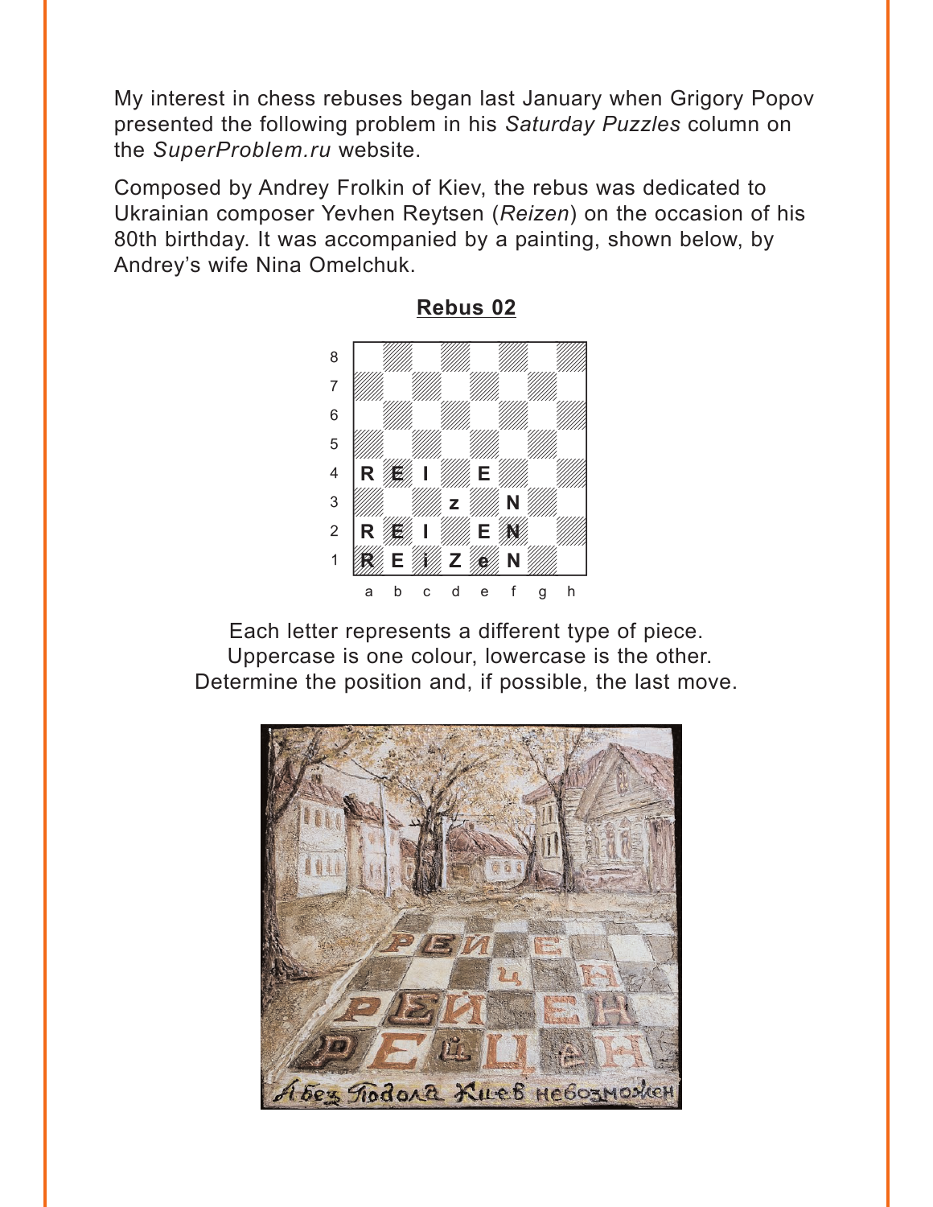My interest in chess rebuses began last January when Grigory Popov presented the following problem in his *Saturday Puzzles* column on the *SuperProblem.ru* website.

Composed by Andrey Frolkin of Kiev, the rebus was dedicated to Ukrainian composer Yevhen Reytsen (*Reizen*) on the occasion of his 80th birthday. It was accompanied by a painting, shown below, by Andrey's wife Nina Omelchuk.

**Rebus 02**

| | a | b | c | d | e | f | g | h |
|---|---|---|---|---|---|---|---|---|
| 8 | | | | | | | | |
| 7 | | | | | | | | |
| 6 | | | | | | | | |
| 5 | | | | | | | | |
| 4 | R | E | I | | E | | | |
| 3 | | | | z | | N | | |
| 2 | R | E | I | | E | N | | |
| 1 | R | E | i | Z | e | N | | |

Each letter represents a different type of piece.
Uppercase is one colour, lowercase is the other.
Determine the position and, if possible, the last move.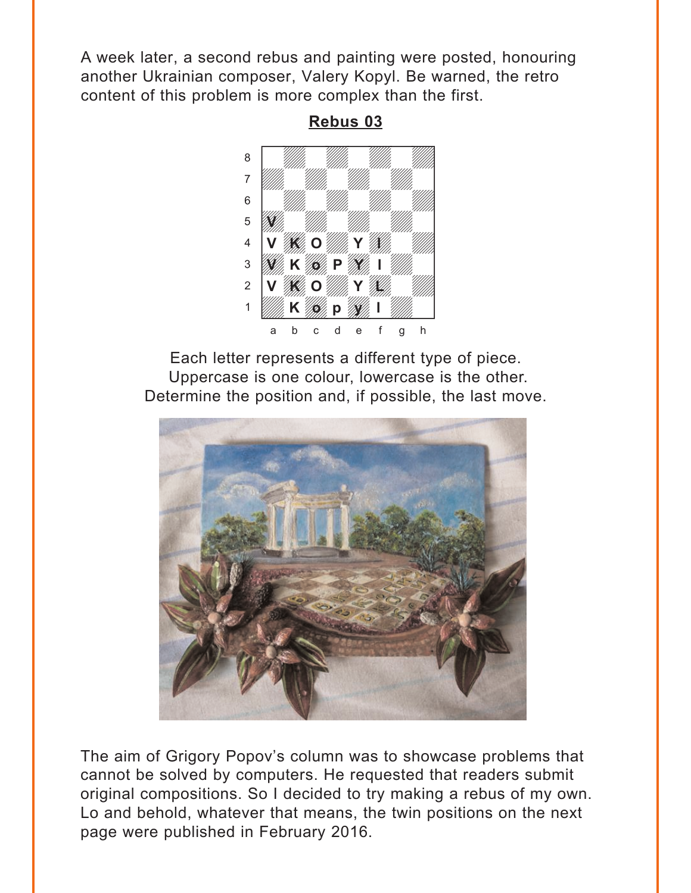A week later, a second rebus and painting were posted, honouring another Ukrainian composer, Valery Kopyl. Be warned, the retro content of this problem is more complex than the first.

**Rebus 03**

| | a | b | c | d | e | f | g | h |
|---|---|---|---|---|---|---|---|---|
| 8 | | | | | | | | |
| 7 | | | | | | | | |
| 6 | | | | | | | | |
| 5 | V | | | | | | | |
| 4 | V | K | O | | Y | I | | |
| 3 | V | K | o | P | Y | I | | |
| 2 | V | K | O | | Y | L | | |
| 1 | | K | o | p | y | l | | |

Each letter represents a different type of piece.
Uppercase is one colour, lowercase is the other.
Determine the position and, if possible, the last move.

The aim of Grigory Popov's column was to showcase problems that cannot be solved by computers. He requested that readers submit original compositions. So I decided to try making a rebus of my own. Lo and behold, whatever that means, the twin positions on the next page were published in February 2016.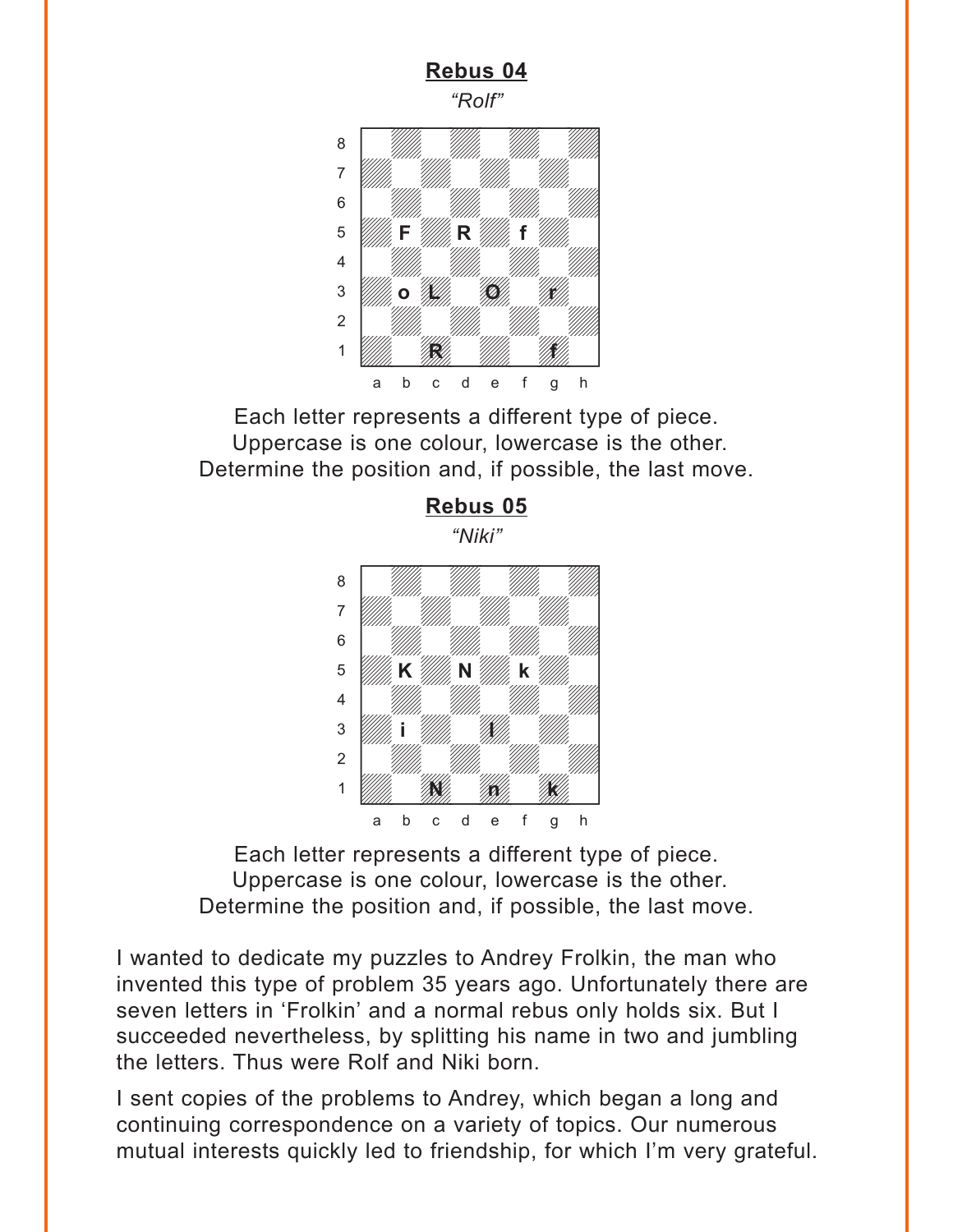## Rebus 04

*"Rolf"*

Each letter represents a different type of piece.
Uppercase is one colour, lowercase is the other.
Determine the position and, if possible, the last move.

## Rebus 05

*"Niki"*

Each letter represents a different type of piece.
Uppercase is one colour, lowercase is the other.
Determine the position and, if possible, the last move.

I wanted to dedicate my puzzles to Andrey Frolkin, the man who invented this type of problem 35 years ago. Unfortunately there are seven letters in 'Frolkin' and a normal rebus only holds six. But I succeeded nevertheless, by splitting his name in two and jumbling the letters. Thus were Rolf and Niki born.

I sent copies of the problems to Andrey, which began a long and continuing correspondence on a variety of topics. Our numerous mutual interests quickly led to friendship, for which I'm very grateful.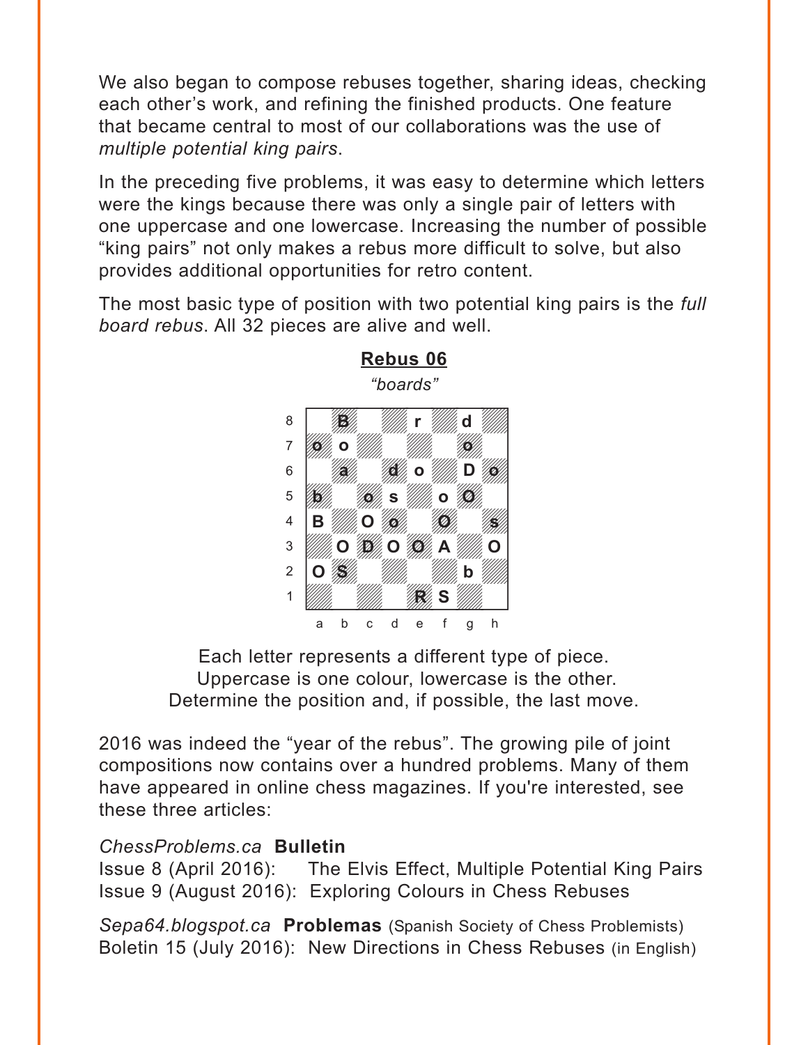We also began to compose rebuses together, sharing ideas, checking each other's work, and refining the finished products. One feature that became central to most of our collaborations was the use of *multiple potential king pairs*.

In the preceding five problems, it was easy to determine which letters were the kings because there was only a single pair of letters with one uppercase and one lowercase. Increasing the number of possible "king pairs" not only makes a rebus more difficult to solve, but also provides additional opportunities for retro content.

The most basic type of position with two potential king pairs is the *full board rebus*. All 32 pieces are alive and well.

## Rebus 06

*"boards"*

| | a | b | c | d | e | f | g | h |
|---|---|---|---|---|---|---|---|---|
| 8 | | B | | | r | | d | |
| 7 | o | o | | | | | o | |
| 6 | | a | | d | o | | D | o |
| 5 | b | | o | s | | o | O | |
| 4 | B | | O | o | | O | | s |
| 3 | | O | D | O | O | A | | O |
| 2 | O | S | | | | | b | |
| 1 | | | | | R | S | | |

Each letter represents a different type of piece.
Uppercase is one colour, lowercase is the other.
Determine the position and, if possible, the last move.

2016 was indeed the "year of the rebus". The growing pile of joint compositions now contains over a hundred problems. Many of them have appeared in online chess magazines. If you're interested, see these three articles:

*ChessProblems.ca* **Bulletin**
Issue 8 (April 2016): The Elvis Effect, Multiple Potential King Pairs
Issue 9 (August 2016): Exploring Colours in Chess Rebuses

*Sepa64.blogspot.ca* **Problemas** (Spanish Society of Chess Problemists)
Boletin 15 (July 2016): New Directions in Chess Rebuses (in English)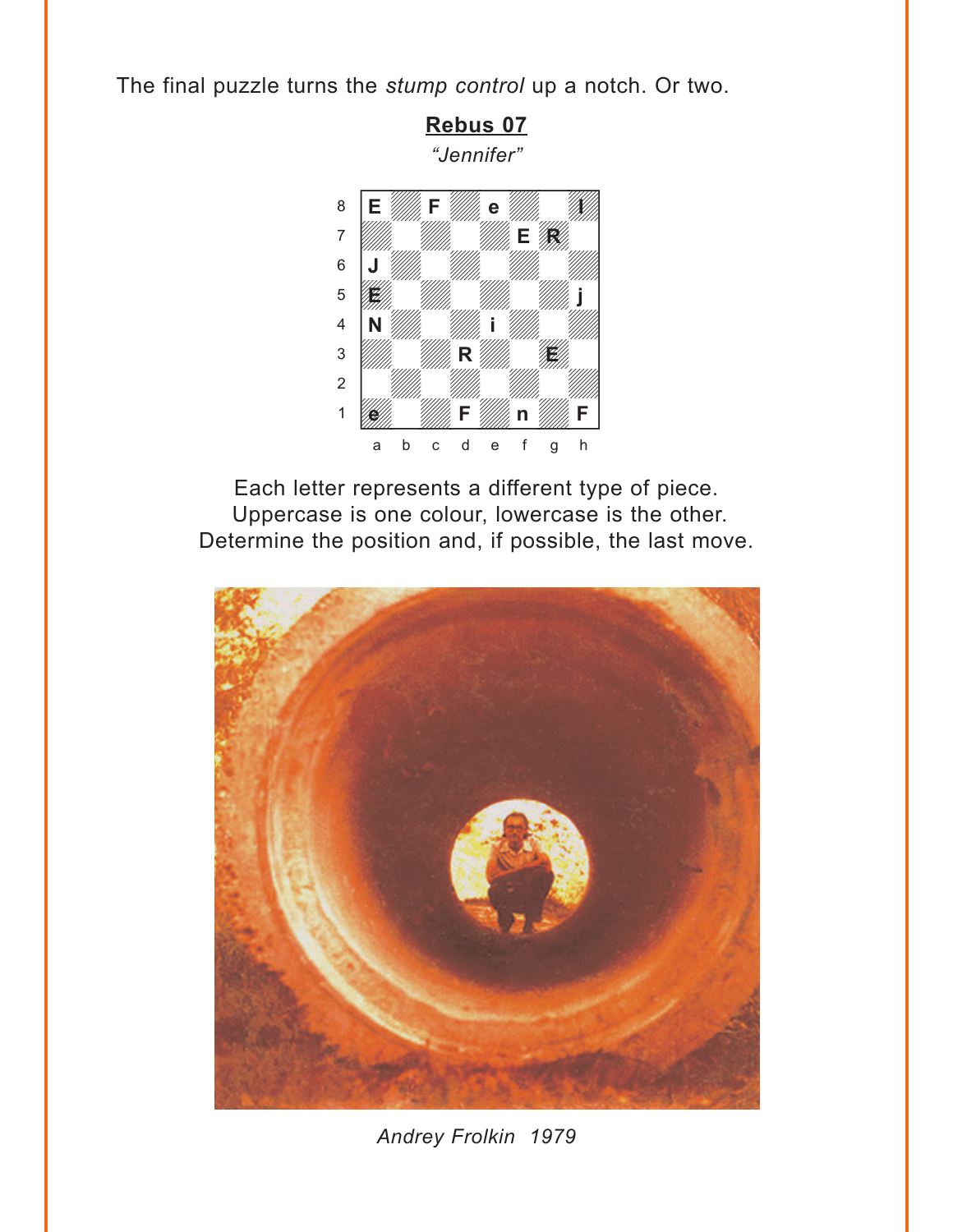The final puzzle turns the *stump control* up a notch. Or two.

**Rebus 07**

*"Jennifer"*

| | a | b | c | d | e | f | g | h |
|---|---|---|---|---|---|---|---|---|
| 8 | E | | F | | e | | | I |
| 7 | | | | | | E | R | |
| 6 | J | | | | | | | |
| 5 | E | | | | | | | j |
| 4 | N | | | | i | | | |
| 3 | | | | R | | | E | |
| 2 | | | | | | | | |
| 1 | e | | | F | | n | | F |

Each letter represents a different type of piece.
Uppercase is one colour, lowercase is the other.
Determine the position and, if possible, the last move.

*Andrey Frolkin 1979*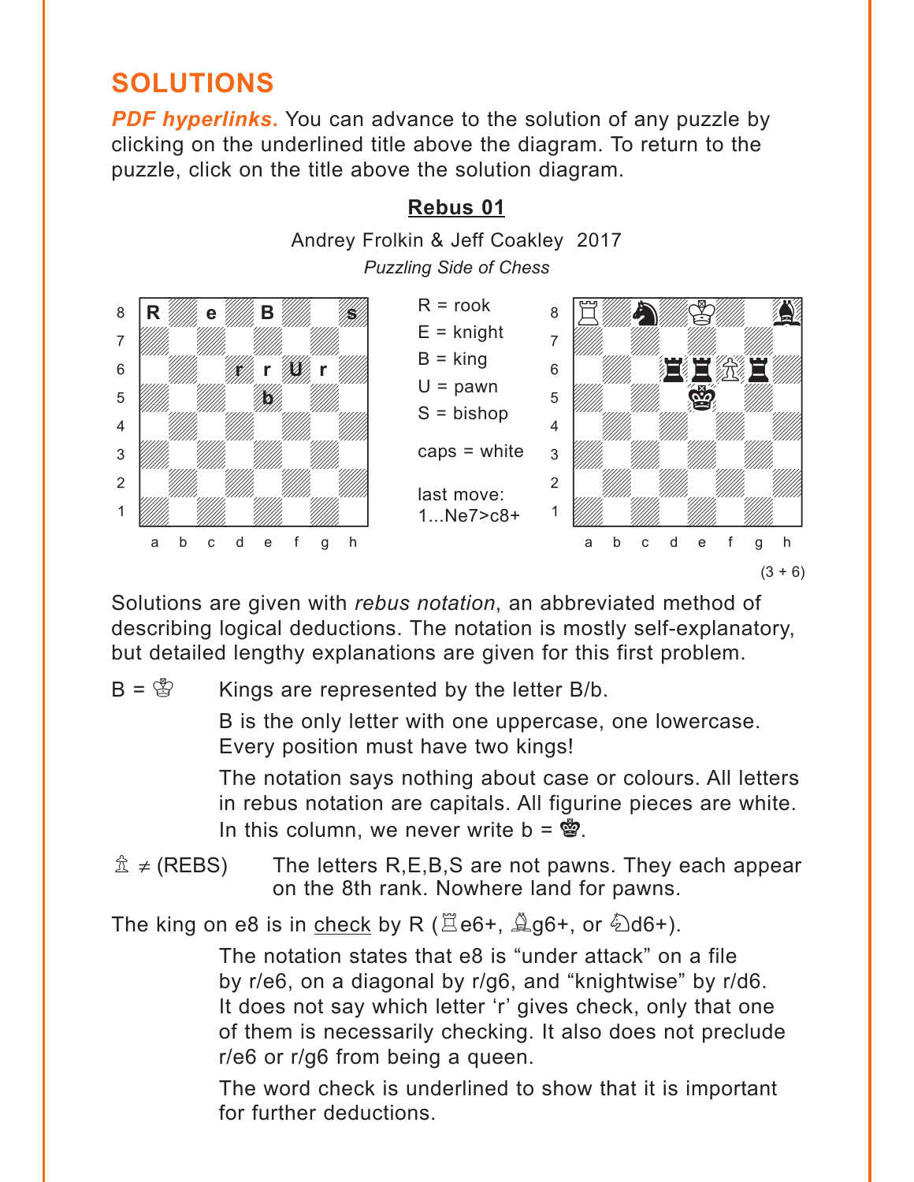## SOLUTIONS

***PDF hyperlinks.*** You can advance to the solution of any puzzle by clicking on the underlined title above the diagram. To return to the puzzle, click on the title above the solution diagram.

### Rebus 01

Andrey Frolkin & Jeff Coakley 2017

*Puzzling Side of Chess*

R = rook
E = knight
B = king
U = pawn
S = bishop

caps = white

last move:
1...Ne7>c8+

(3 + 6)

Solutions are given with *rebus notation*, an abbreviated method of describing logical deductions. The notation is mostly self-explanatory, but detailed lengthy explanations are given for this first problem.

B = ♔ Kings are represented by the letter B/b.

B is the only letter with one uppercase, one lowercase. Every position must have two kings!

The notation says nothing about case or colours. All letters in rebus notation are capitals. All figurine pieces are white. In this column, we never write b = ♚.

♙ ≠ (REBS) The letters R,E,B,S are not pawns. They each appear on the 8th rank. Nowhere land for pawns.

The king on e8 is in check by R (♖e6+, ♗g6+, or ♘d6+).

The notation states that e8 is "under attack" on a file by r/e6, on a diagonal by r/g6, and "knightwise" by r/d6. It does not say which letter 'r' gives check, only that one of them is necessarily checking. It also does not preclude r/e6 or r/g6 from being a queen.

The word check is underlined to show that it is important for further deductions.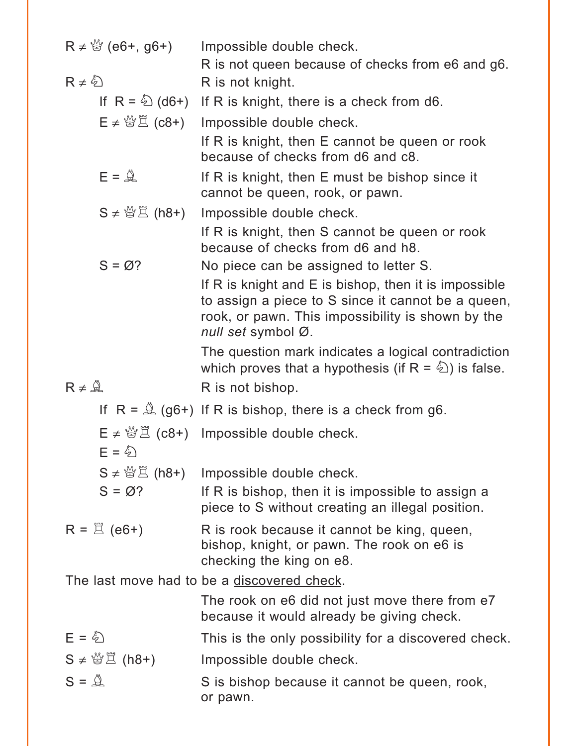| | |
|---|---|
| R ≠ ♕ (e6+, g6+) | Impossible double check. |
| | R is not queen because of checks from e6 and g6. |
| R ≠ ♘ | R is not knight. |
| If R = ♘ (d6+) | If R is knight, there is a check from d6. |
| E ≠ ♕♖ (c8+) | Impossible double check. |
| | If R is knight, then E cannot be queen or rook because of checks from d6 and c8. |
| E = ♗ | If R is knight, then E must be bishop since it cannot be queen, rook, or pawn. |
| S ≠ ♕♖ (h8+) | Impossible double check. |
| | If R is knight, then S cannot be queen or rook because of checks from d6 and h8. |
| S = Ø? | No piece can be assigned to letter S. |
| | If R is knight and E is bishop, then it is impossible to assign a piece to S since it cannot be a queen, rook, or pawn. This impossibility is shown by the *null set* symbol Ø. |
| | The question mark indicates a logical contradiction which proves that a hypothesis (if R = ♘) is false. |
| R ≠ ♗ | R is not bishop. |
| If R = ♗ (g6+) | If R is bishop, there is a check from g6. |
| E ≠ ♕♖ (c8+) | Impossible double check. |
| E = ♘ | |
| S ≠ ♕♖ (h8+) | Impossible double check. |
| S = Ø? | If R is bishop, then it is impossible to assign a piece to S without creating an illegal position. |
| R = ♖ (e6+) | R is rook because it cannot be king, queen, bishop, knight, or pawn. The rook on e6 is checking the king on e8. |

The last move had to be a discovered check.

| | |
|---|---|
| | The rook on e6 did not just move there from e7 because it would already be giving check. |
| E = ♘ | This is the only possibility for a discovered check. |
| S ≠ ♕♖ (h8+) | Impossible double check. |
| S = ♗ | S is bishop because it cannot be queen, rook, or pawn. |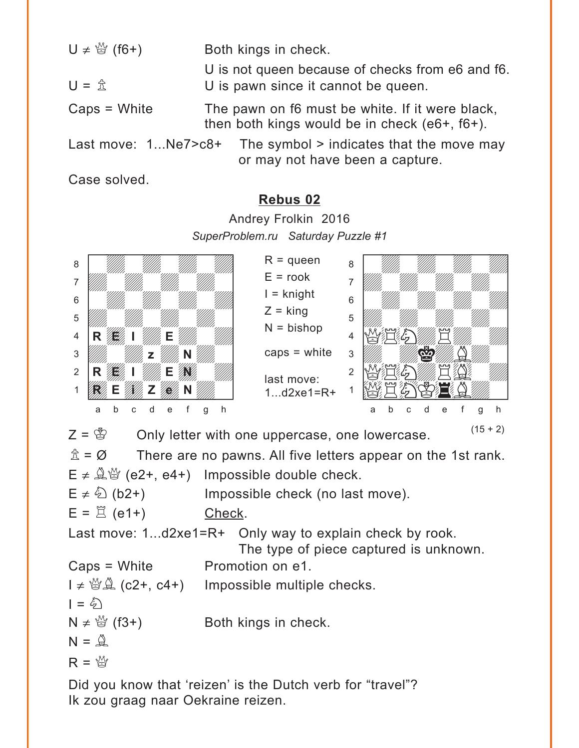U ≠ ♕ (f6+) Both kings in check.

U = ♙ U is not queen because of checks from e6 and f6. U is pawn since it cannot be queen.

Caps = White The pawn on f6 must be white. If it were black, then both kings would be in check (e6+, f6+).

Last move: 1...Ne7>c8+ The symbol > indicates that the move may or may not have been a capture.

Case solved.

## Rebus 02

Andrey Frolkin 2016

*SuperProblem.ru Saturday Puzzle #1*

R = queen
E = rook
I = knight
Z = king
N = bishop

caps = white

last move:
1...d2xe1=R+

(15 + 2)

Z = ♔ Only letter with one uppercase, one lowercase.

♙ = Ø There are no pawns. All five letters appear on the 1st rank.

E ≠ ♗♕ (e2+, e4+) Impossible double check.

E ≠ ♘ (b2+) Impossible check (no last move).

E = ♖ (e1+) Check.

Last move: 1...d2xe1=R+ Only way to explain check by rook. The type of piece captured is unknown.

Caps = White Promotion on e1.

I ≠ ♕♗ (c2+, c4+) Impossible multiple checks.

I = ♘

N ≠ ♕ (f3+) Both kings in check.

N = ♗

R = ♕

Did you know that 'reizen' is the Dutch verb for "travel"?
Ik zou graag naar Oekraine reizen.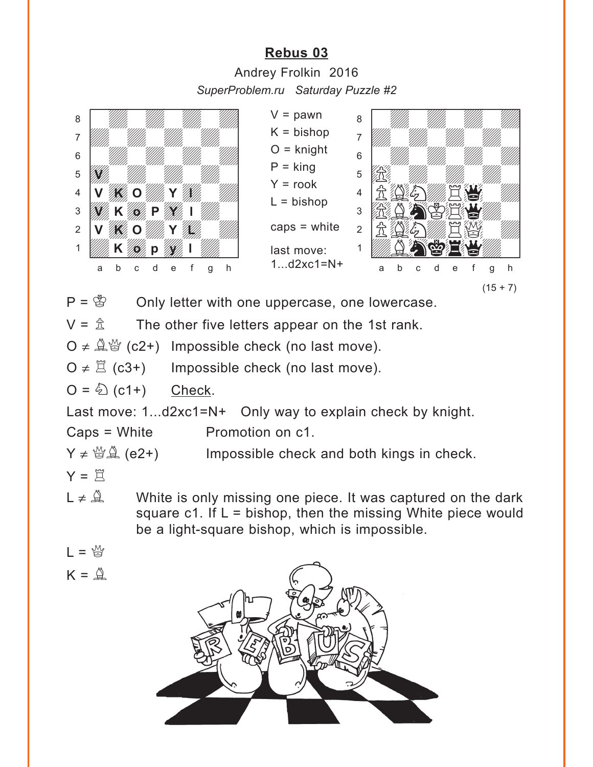# Rebus 03

Andrey Frolkin 2016

*SuperProblem.ru Saturday Puzzle #2*

V = pawn
K = bishop
O = knight
P = king
Y = rook
L = bishop

caps = white

last move:
1...d2xc1=N+

(15 + 7)

P = ♔ Only letter with one uppercase, one lowercase.

V = ♙ The other five letters appear on the 1st rank.

O ≠ ♗♕ (c2+) Impossible check (no last move).

O ≠ ♖ (c3+) Impossible check (no last move).

O = ♘ (c1+) Check.

Last move: 1...d2xc1=N+ Only way to explain check by knight.

Caps = White Promotion on c1.

Y ≠ ♕♗ (e2+) Impossible check and both kings in check.

Y = ♖

L ≠ ♗ White is only missing one piece. It was captured on the dark square c1. If L = bishop, then the missing White piece would be a light-square bishop, which is impossible.

L = ♕

K = ♗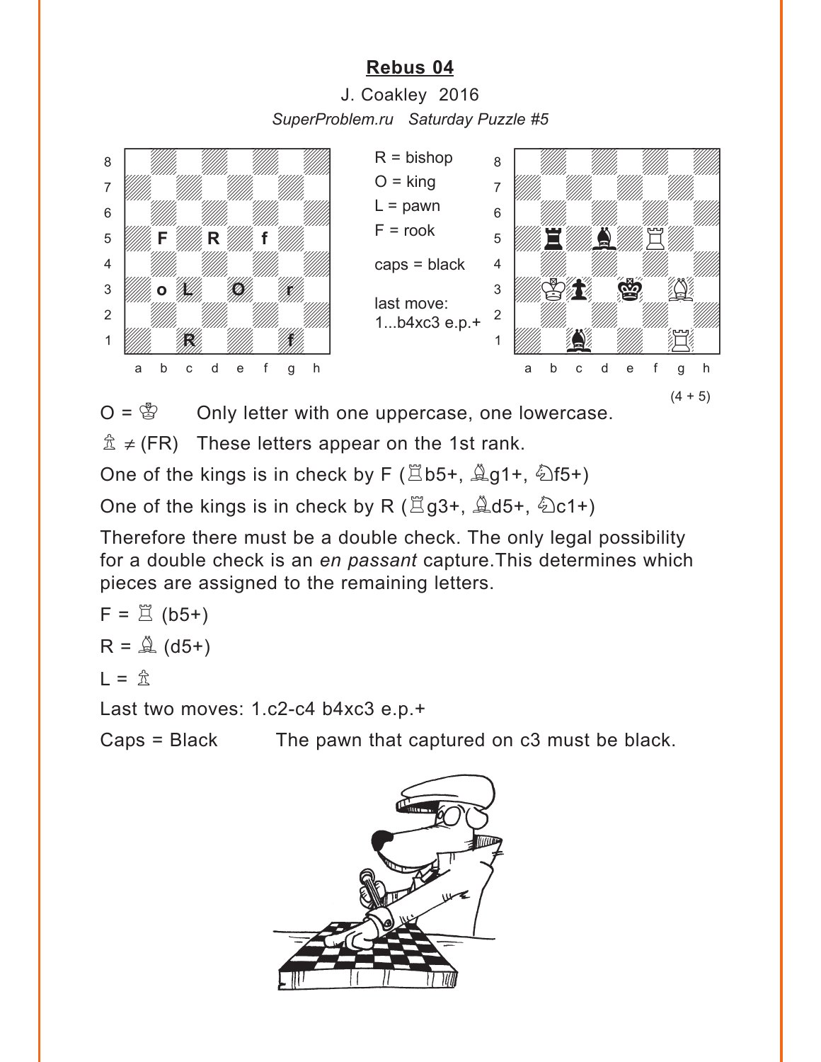# Rebus 04

J. Coakley 2016

*SuperProblem.ru Saturday Puzzle #5*

R = bishop
O = king
L = pawn
F = rook

caps = black

last move:
1...b4xc3 e.p.+

(4 + 5)

O = ♔ Only letter with one uppercase, one lowercase.

♙ ≠ (FR) These letters appear on the 1st rank.

One of the kings is in check by F (♖b5+, ♗g1+, ♘f5+)

One of the kings is in check by R (♖g3+, ♗d5+, ♘c1+)

Therefore there must be a double check. The only legal possibility for a double check is an *en passant* capture.This determines which pieces are assigned to the remaining letters.

F = ♖ (b5+)

R = ♗ (d5+)

L = ♙

Last two moves: 1.c2-c4 b4xc3 e.p.+

Caps = Black The pawn that captured on c3 must be black.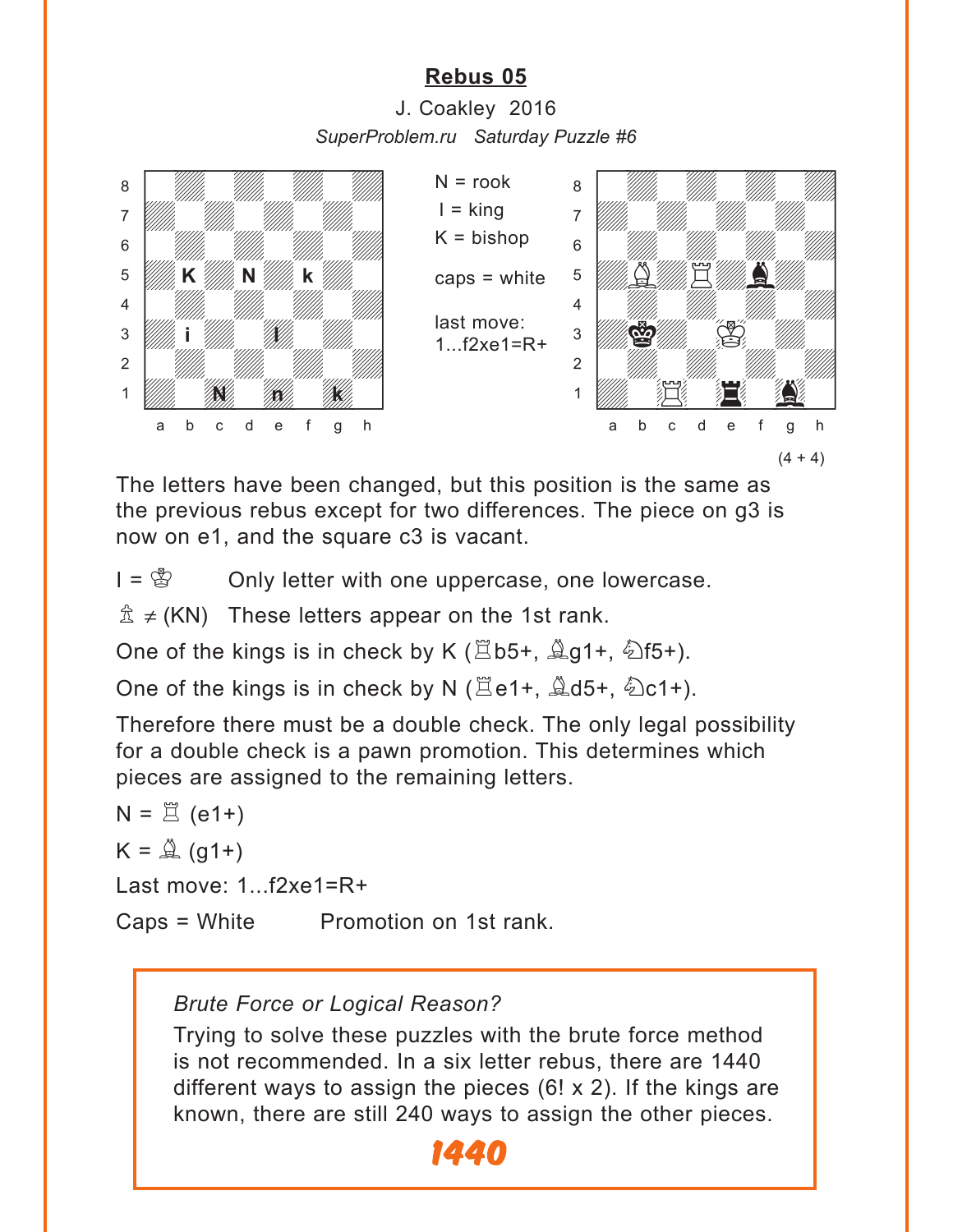## Rebus 05

J. Coakley 2016

*SuperProblem.ru Saturday Puzzle #6*

Left diagram: K b5, N d5, k f5, i b3, I e3, N c1, n e1, k g1

N = rook
I = king
K = bishop

caps = white

last move:
1...f2xe1=R+

Right diagram: ♗b5, ♖d5, ♝f5, ♚b3, ♔e3, ♖c1, ♜e1, ♝g1

(4 + 4)

The letters have been changed, but this position is the same as the previous rebus except for two differences. The piece on g3 is now on e1, and the square c3 is vacant.

I = ♔ Only letter with one uppercase, one lowercase.

♙ ≠ (KN) These letters appear on the 1st rank.

One of the kings is in check by K (♖b5+, ♗g1+, ♘f5+).

One of the kings is in check by N (♖e1+, ♗d5+, ♘c1+).

Therefore there must be a double check. The only legal possibility for a double check is a pawn promotion. This determines which pieces are assigned to the remaining letters.

N = ♖ (e1+)

K = ♗ (g1+)

Last move: 1...f2xe1=R+

Caps = White Promotion on 1st rank.

> *Brute Force or Logical Reason?*
>
> Trying to solve these puzzles with the brute force method is not recommended. In a six letter rebus, there are 1440 different ways to assign the pieces (6! x 2). If the kings are known, there are still 240 ways to assign the other pieces.
>
> **1440**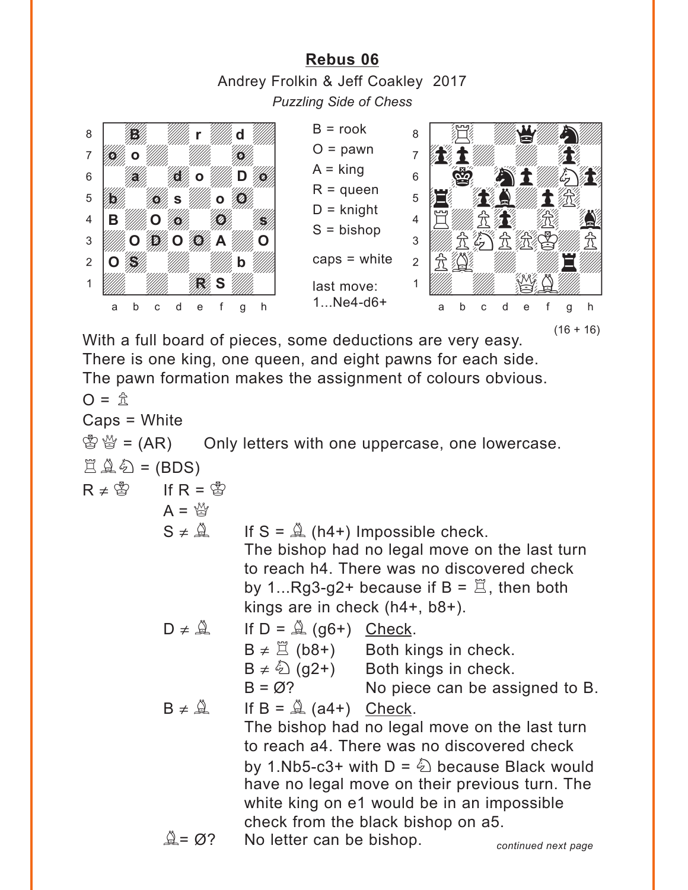## Rebus 06

Andrey Frolkin & Jeff Coakley 2017

*Puzzling Side of Chess*

B = rook
O = pawn
A = king
R = queen
D = knight
S = bishop

caps = white

last move:
1...Ne4-d6+

(16 + 16)

With a full board of pieces, some deductions are very easy. There is one king, one queen, and eight pawns for each side. The pawn formation makes the assignment of colours obvious.

O = ♙

Caps = White

♔♕ = (AR) Only letters with one uppercase, one lowercase.

♖♗♘ = (BDS)

R ≠ ♔ If R = ♔

A = ♕

S ≠ ♗ If S = ♗ (h4+) Impossible check. The bishop had no legal move on the last turn to reach h4. There was no discovered check by 1...Rg3-g2+ because if B = ♖, then both kings are in check (h4+, b8+).

D ≠ ♗ If D = ♗ (g6+) Check.

B ≠ ♖ (b8+) Both kings in check.

B ≠ ♘ (g2+) Both kings in check.

B = Ø? No piece can be assigned to B.

B ≠ ♗ If B = ♗ (a4+) Check. The bishop had no legal move on the last turn to reach a4. There was no discovered check by 1.Nb5-c3+ with D = ♘ because Black would have no legal move on their previous turn. The white king on e1 would be in an impossible check from the black bishop on a5.

♗= Ø? No letter can be bishop.

*continued next page*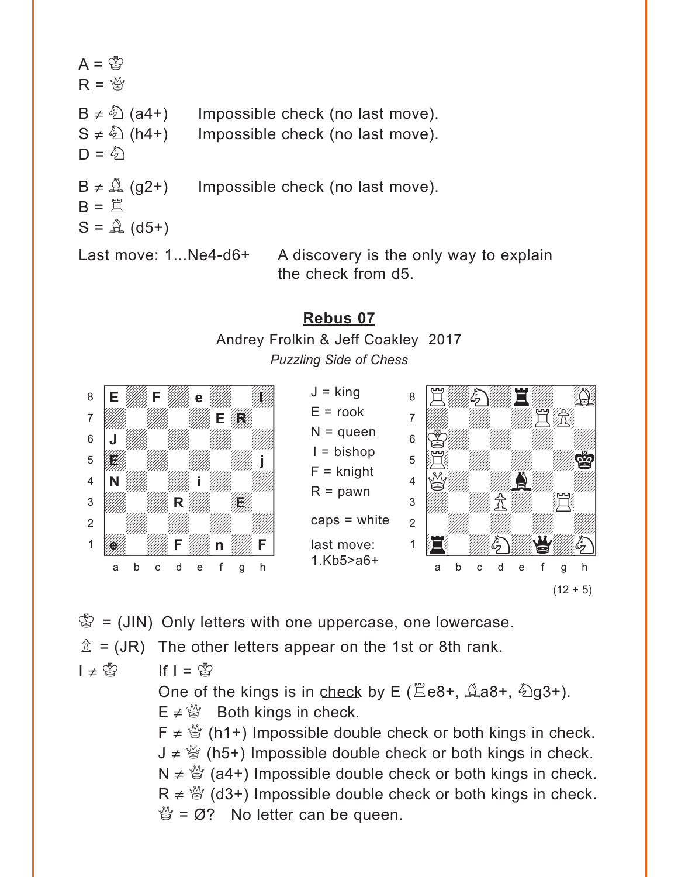A = ♔
R = ♕

| | |
|---|---|
| B ≠ ♘ (a4+) | Impossible check (no last move). |
| S ≠ ♘ (h4+) | Impossible check (no last move). |
| D = ♘ | |
| B ≠ ♗ (g2+) | Impossible check (no last move). |
| B = ♖ | |
| S = ♗ (d5+) | |

Last move: 1...Ne4-d6+ A discovery is the only way to explain the check from d5.

## Rebus 07

Andrey Frolkin & Jeff Coakley 2017

*Puzzling Side of Chess*

| | a | b | c | d | e | f | g | h |
|---|---|---|---|---|---|---|---|---|
| 8 | E | | F | | e | | | I |
| 7 | | | | | | E | R | |
| 6 | J | | | | | | | |
| 5 | E | | | | | | | j |
| 4 | N | | | | i | | | |
| 3 | | | | R | | | E | |
| 2 | | | | | | | | |
| 1 | e | | | F | | n | | F |

J = king
E = rook
N = queen
I = bishop
F = knight
R = pawn

caps = white

last move:
1.Kb5>a6+

| | a | b | c | d | e | f | g | h |
|---|---|---|---|---|---|---|---|---|
| 8 | ♖ | | ♘ | | ♜ | | | ♗ |
| 7 | | | | | | ♖ | ♙ | |
| 6 | ♔ | | | | | | | |
| 5 | ♖ | | | | | | | ♚ |
| 4 | ♕ | | | | ♝ | | | |
| 3 | | | | ♙ | | | ♖ | |
| 2 | | | | | | | | |
| 1 | ♜ | | | ♘ | | ♛ | | ♘ |

(12 + 5)

♔ = (JIN) Only letters with one uppercase, one lowercase.

♙ = (JR) The other letters appear on the 1st or 8th rank.

I ≠ ♔ If I = ♔

One of the kings is in check by E (♖e8+, ♗a8+, ♘g3+).

E ≠ ♕ Both kings in check.

F ≠ ♕ (h1+) Impossible double check or both kings in check.

J ≠ ♕ (h5+) Impossible double check or both kings in check.

N ≠ ♕ (a4+) Impossible double check or both kings in check.

R ≠ ♕ (d3+) Impossible double check or both kings in check.

♕ = Ø? No letter can be queen.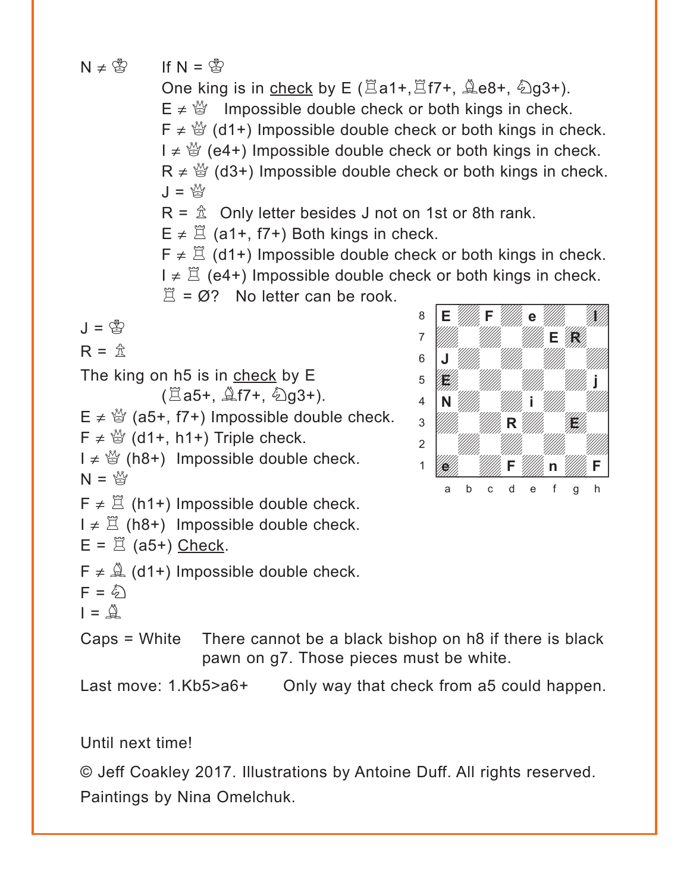N ≠ ♔ If N = ♔

One king is in check by E (♖a1+, ♖f7+, ♗e8+, ♘g3+).

E ≠ ♕ Impossible double check or both kings in check.

F ≠ ♕ (d1+) Impossible double check or both kings in check.

I ≠ ♕ (e4+) Impossible double check or both kings in check.

R ≠ ♕ (d3+) Impossible double check or both kings in check.

J = ♕

R = ♙ Only letter besides J not on 1st or 8th rank.

E ≠ ♖ (a1+, f7+) Both kings in check.

F ≠ ♖ (d1+) Impossible double check or both kings in check.

I ≠ ♖ (e4+) Impossible double check or both kings in check.

♖ = Ø? No letter can be rook.

J = ♔

R = ♙

The king on h5 is in check by E (♖a5+, ♗f7+, ♘g3+).

E ≠ ♕ (a5+, f7+) Impossible double check.

F ≠ ♕ (d1+, h1+) Triple check.

I ≠ ♕ (h8+) Impossible double check.

N = ♕

F ≠ ♖ (h1+) Impossible double check.

I ≠ ♖ (h8+) Impossible double check.

E = ♖ (a5+) Check.

F ≠ ♗ (d1+) Impossible double check.

F = ♘

I = ♗

| | a | b | c | d | e | f | g | h |
|---|---|---|---|---|---|---|---|---|
| 8 | E | | F | | e | | | I |
| 7 | | | | | | E | R | |
| 6 | J | | | | | | | |
| 5 | E | | | | | | | j |
| 4 | N | | | | i | | | |
| 3 | | | | R | | | E | |
| 2 | | | | | | | | |
| 1 | e | | | F | | n | | F |

Caps = White There cannot be a black bishop on h8 if there is black pawn on g7. Those pieces must be white.

Last move: 1.Kb5>a6+ Only way that check from a5 could happen.

Until next time!

© Jeff Coakley 2017. Illustrations by Antoine Duff. All rights reserved.
Paintings by Nina Omelchuk.